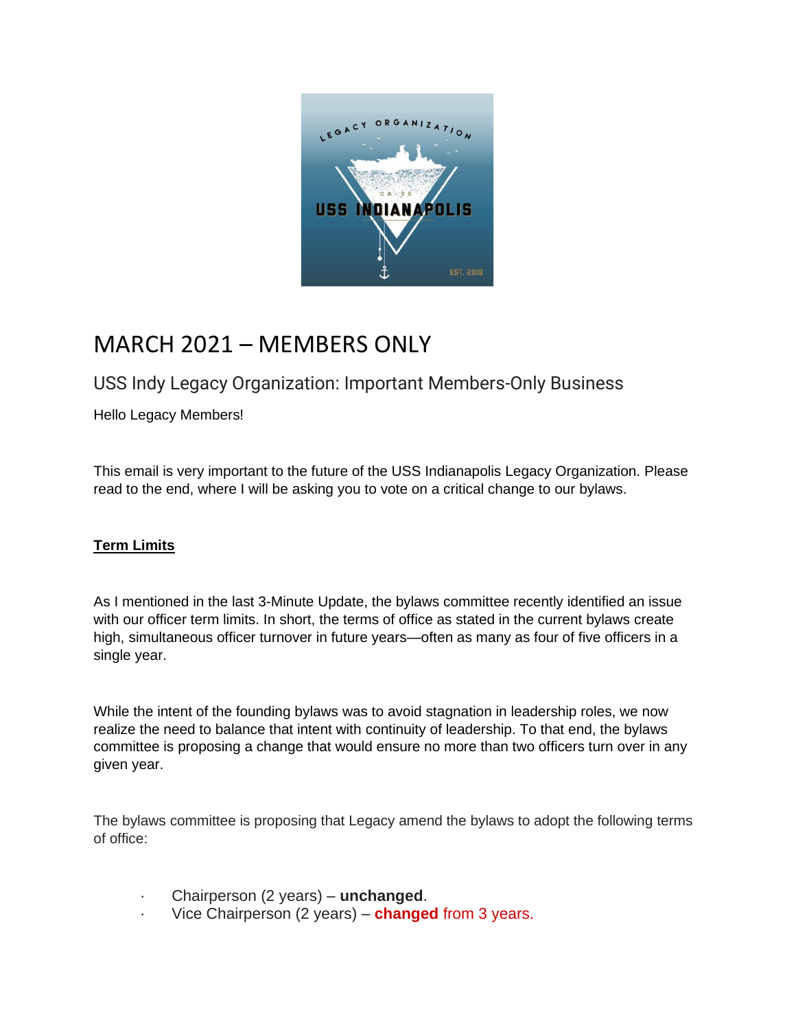# MARCH 2021 – MEMBERS ONLY

## USS Indy Legacy Organization: Important Members-Only Business

Hello Legacy Members!

This email is very important to the future of the USS Indianapolis Legacy Organization. Please read to the end, where I will be asking you to vote on a critical change to our bylaws.

**Term Limits**

As I mentioned in the last 3-Minute Update, the bylaws committee recently identified an issue with our officer term limits. In short, the terms of office as stated in the current bylaws create high, simultaneous officer turnover in future years—often as many as four of five officers in a single year.

While the intent of the founding bylaws was to avoid stagnation in leadership roles, we now realize the need to balance that intent with continuity of leadership. To that end, the bylaws committee is proposing a change that would ensure no more than two officers turn over in any given year.

The bylaws committee is proposing that Legacy amend the bylaws to adopt the following terms of office:

- Chairperson (2 years) – **unchanged**.
- Vice Chairperson (2 years) – **changed** from 3 years.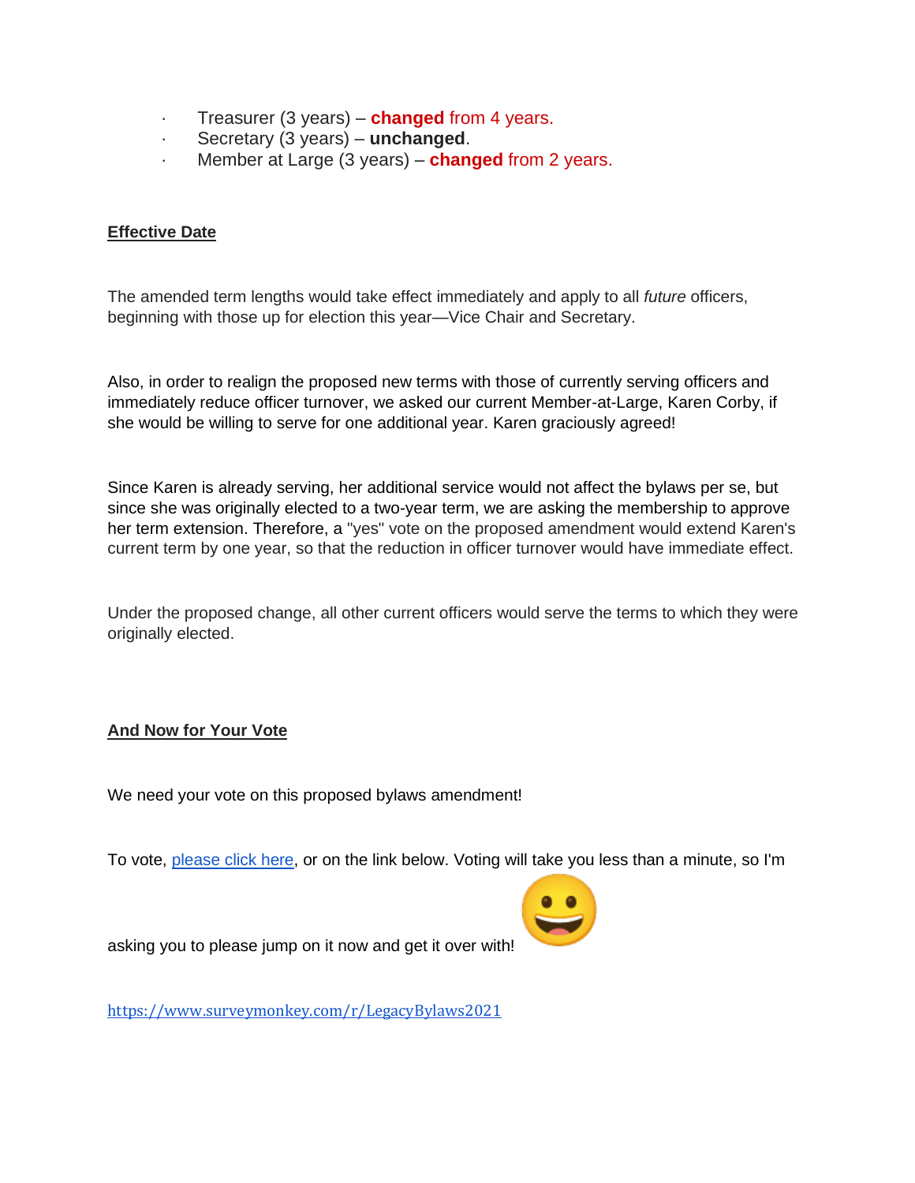- Treasurer (3 years) – **changed** from 4 years.
- Secretary (3 years) – **unchanged**.
- Member at Large (3 years) – **changed** from 2 years.

**Effective Date**

The amended term lengths would take effect immediately and apply to all *future* officers, beginning with those up for election this year—Vice Chair and Secretary.

Also, in order to realign the proposed new terms with those of currently serving officers and immediately reduce officer turnover, we asked our current Member-at-Large, Karen Corby, if she would be willing to serve for one additional year. Karen graciously agreed!

Since Karen is already serving, her additional service would not affect the bylaws per se, but since she was originally elected to a two-year term, we are asking the membership to approve her term extension. Therefore, a "yes" vote on the proposed amendment would extend Karen's current term by one year, so that the reduction in officer turnover would have immediate effect.

Under the proposed change, all other current officers would serve the terms to which they were originally elected.

**And Now for Your Vote**

We need your vote on this proposed bylaws amendment!

To vote, [please click here](https://www.surveymonkey.com/r/LegacyBylaws2021), or on the link below. Voting will take you less than a minute, so I'm asking you to please jump on it now and get it over with! 😀

[https://www.surveymonkey.com/r/LegacyBylaws2021](https://www.surveymonkey.com/r/LegacyBylaws2021)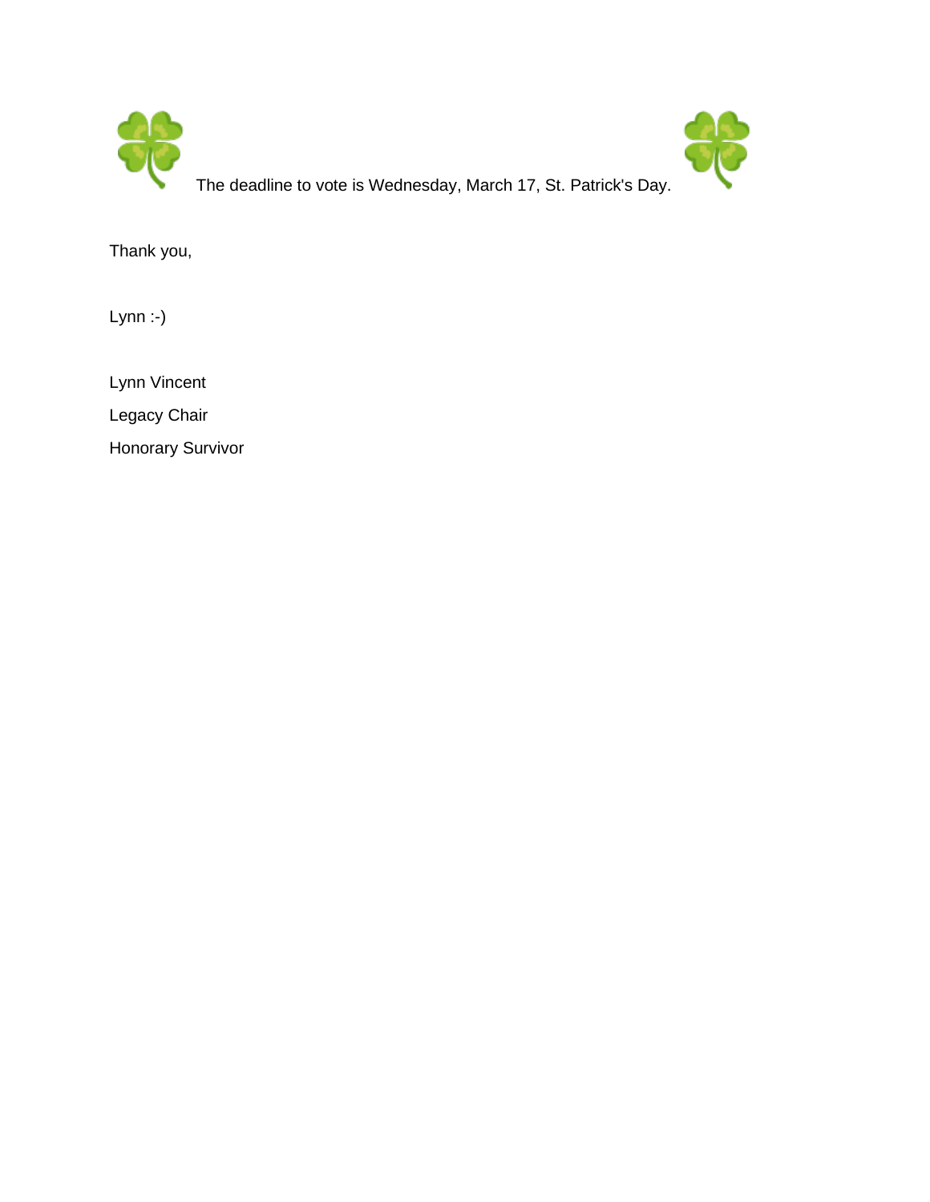The deadline to vote is Wednesday, March 17, St. Patrick's Day.

Thank you,

Lynn :-)

Lynn Vincent

Legacy Chair

Honorary Survivor